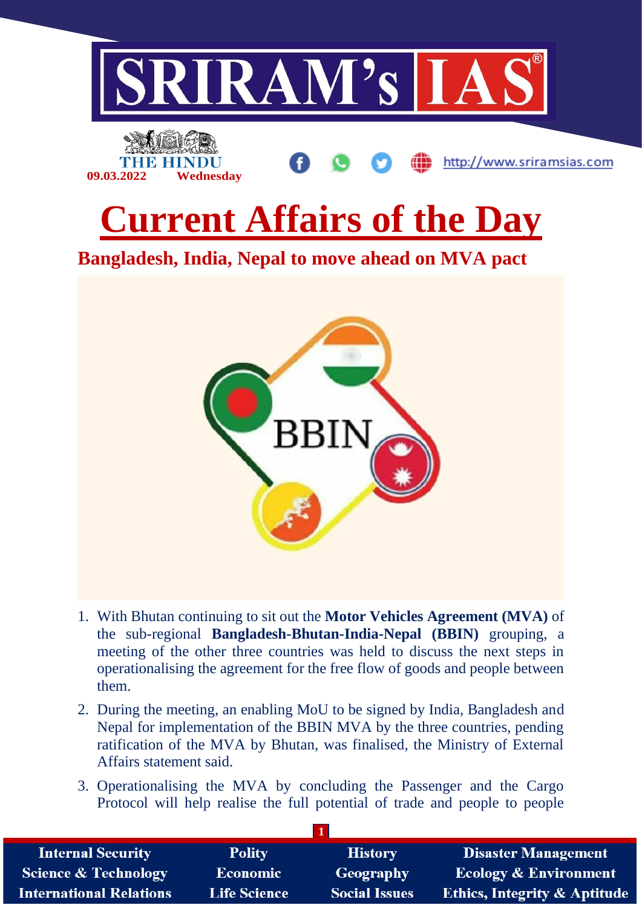# Current Affairs of the Day

## Bangladesh, India, Nepal to move ahead on MVA pact

1. With Bhutan continuing to sit out the **Motor Vehicles Agreement (MVA)** of the sub-regional **Bangladesh-Bhutan-India-Nepal (BBIN)** grouping, a meeting of the other three countries was held to discuss the next steps in operationalising the agreement for the free flow of goods and people between them.
2. During the meeting, an enabling MoU to be signed by India, Bangladesh and Nepal for implementation of the BBIN MVA by the three countries, pending ratification of the MVA by Bhutan, was finalised, the Ministry of External Affairs statement said.
3. Operationalising the MVA by concluding the Passenger and the Cargo Protocol will help realise the full potential of trade and people to people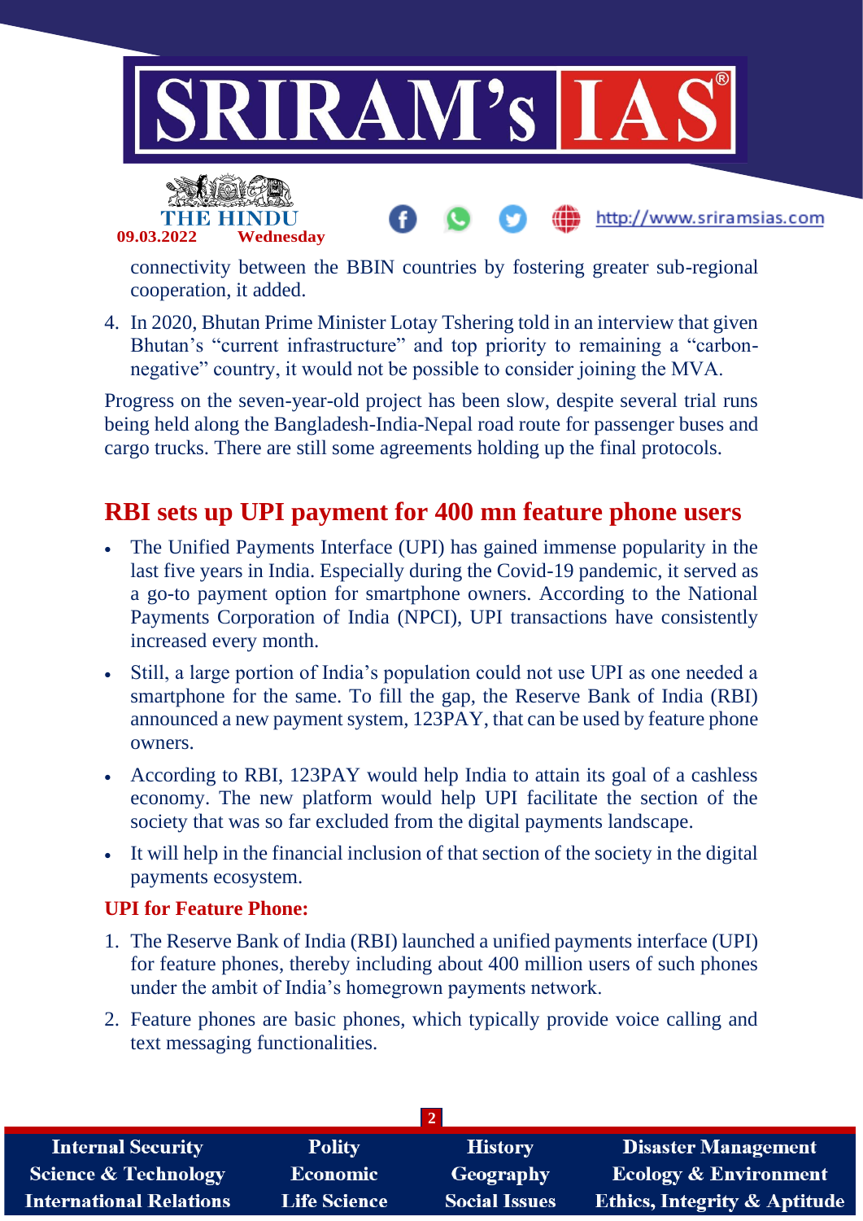connectivity between the BBIN countries by fostering greater sub-regional cooperation, it added.

4. In 2020, Bhutan Prime Minister Lotay Tshering told in an interview that given Bhutan's "current infrastructure" and top priority to remaining a "carbon-negative" country, it would not be possible to consider joining the MVA.

Progress on the seven-year-old project has been slow, despite several trial runs being held along the Bangladesh-India-Nepal road route for passenger buses and cargo trucks. There are still some agreements holding up the final protocols.

## RBI sets up UPI payment for 400 mn feature phone users

- The Unified Payments Interface (UPI) has gained immense popularity in the last five years in India. Especially during the Covid-19 pandemic, it served as a go-to payment option for smartphone owners. According to the National Payments Corporation of India (NPCI), UPI transactions have consistently increased every month.
- Still, a large portion of India's population could not use UPI as one needed a smartphone for the same. To fill the gap, the Reserve Bank of India (RBI) announced a new payment system, 123PAY, that can be used by feature phone owners.
- According to RBI, 123PAY would help India to attain its goal of a cashless economy. The new platform would help UPI facilitate the section of the society that was so far excluded from the digital payments landscape.
- It will help in the financial inclusion of that section of the society in the digital payments ecosystem.

### UPI for Feature Phone:

1. The Reserve Bank of India (RBI) launched a unified payments interface (UPI) for feature phones, thereby including about 400 million users of such phones under the ambit of India's homegrown payments network.
2. Feature phones are basic phones, which typically provide voice calling and text messaging functionalities.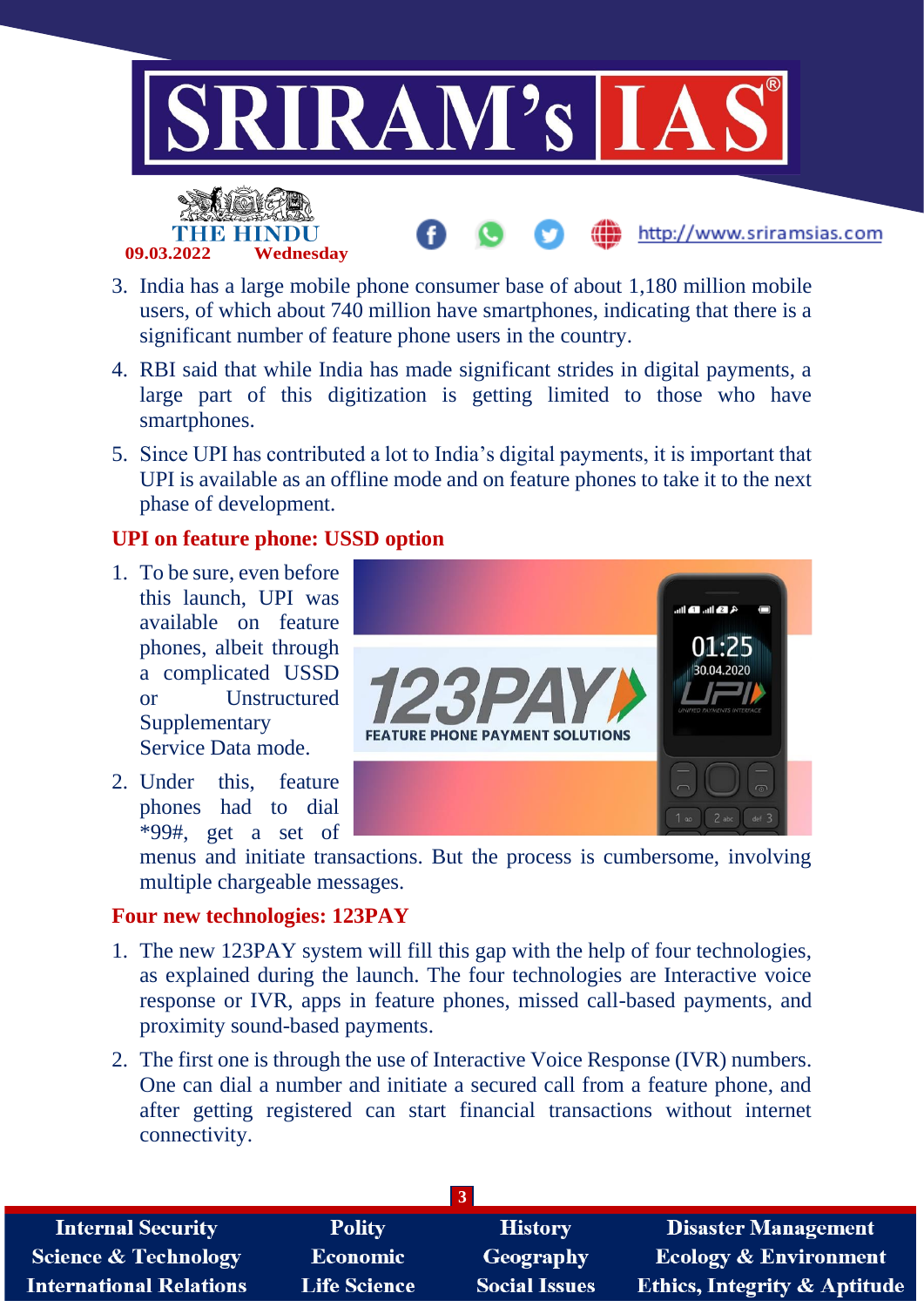3. India has a large mobile phone consumer base of about 1,180 million mobile users, of which about 740 million have smartphones, indicating that there is a significant number of feature phone users in the country.
4. RBI said that while India has made significant strides in digital payments, a large part of this digitization is getting limited to those who have smartphones.
5. Since UPI has contributed a lot to India's digital payments, it is important that UPI is available as an offline mode and on feature phones to take it to the next phase of development.

## UPI on feature phone: USSD option

1. To be sure, even before this launch, UPI was available on feature phones, albeit through a complicated USSD or Unstructured Supplementary Service Data mode.
2. Under this, feature phones had to dial *99#, get a set of menus and initiate transactions. But the process is cumbersome, involving multiple chargeable messages.

## Four new technologies: 123PAY

1. The new 123PAY system will fill this gap with the help of four technologies, as explained during the launch. The four technologies are Interactive voice response or IVR, apps in feature phones, missed call-based payments, and proximity sound-based payments.
2. The first one is through the use of Interactive Voice Response (IVR) numbers. One can dial a number and initiate a secured call from a feature phone, and after getting registered can start financial transactions without internet connectivity.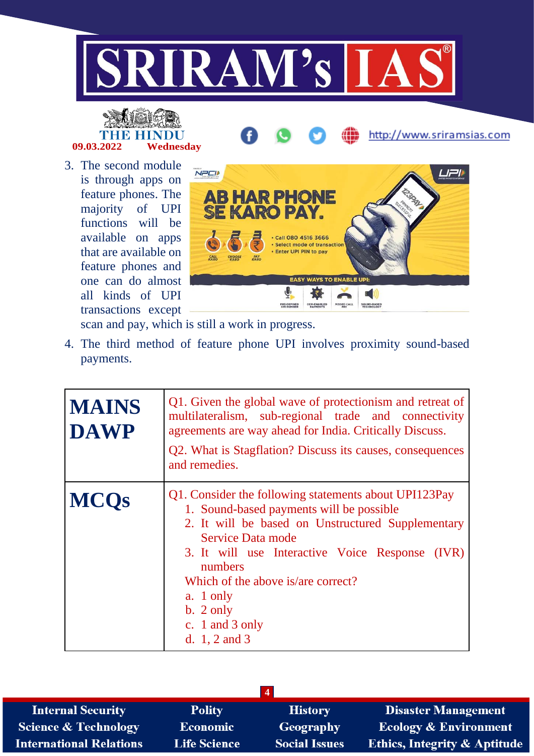3. The second module is through apps on feature phones. The majority of UPI functions will be available on apps that are available on feature phones and one can do almost all kinds of UPI transactions except scan and pay, which is still a work in progress.

4. The third method of feature phone UPI involves proximity sound-based payments.

| | |
|---|---|
| **MAINS DAWP** | Q1. Given the global wave of protectionism and retreat of multilateralism, sub-regional trade and connectivity agreements are way ahead for India. Critically Discuss.<br><br>Q2. What is Stagflation? Discuss its causes, consequences and remedies. |
| **MCQs** | Q1. Consider the following statements about UPI123Pay<br>1. Sound-based payments will be possible<br>2. It will be based on Unstructured Supplementary Service Data mode<br>3. It will use Interactive Voice Response (IVR) numbers<br>Which of the above is/are correct?<br>a. 1 only<br>b. 2 only<br>c. 1 and 3 only<br>d. 1, 2 and 3 |